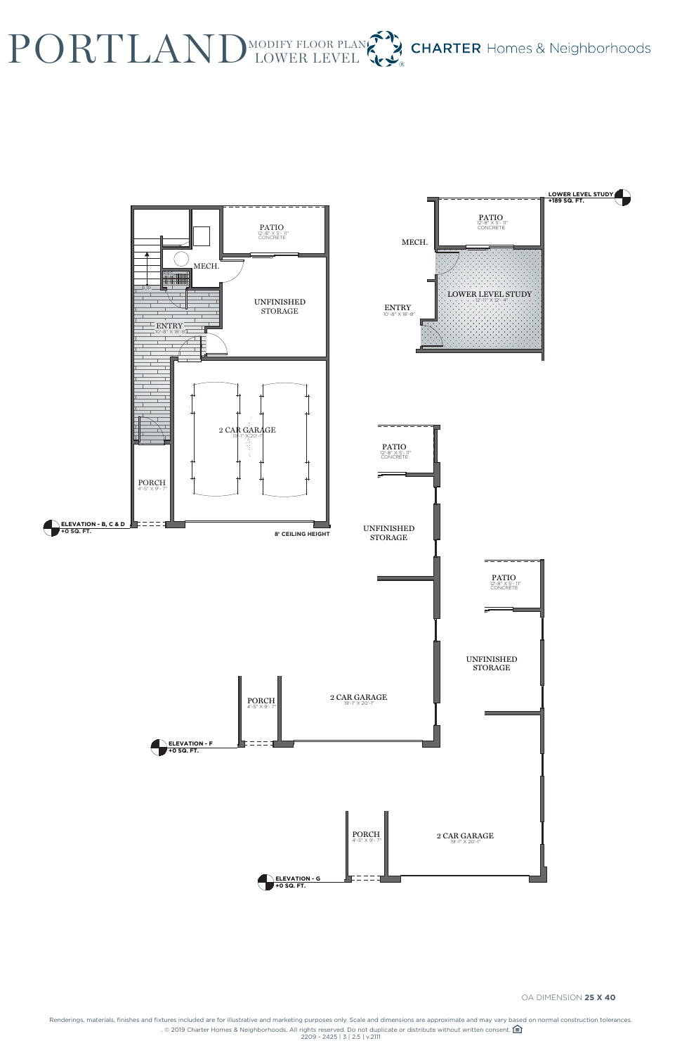# PORTLAND

MODIFY FLOOR PLAN
LOWER LEVEL

CHARTER Homes & Neighborhoods

PATIO
12'-8" X 5'-11"
CONCRETE

MECH.

UNFINISHED STORAGE

ENTRY
10'-8" X 18'-8"

UP

2 CAR GARAGE
19'-1" X 20'-1"

PORCH
4'-5" X 9'-7"

**ELEVATION - B, C & D**
**+0 SQ. FT.**

**8' CEILING HEIGHT**

**LOWER LEVEL STUDY**
**+189 SQ. FT.**

PATIO
12'-8" X 5'-11"
CONCRETE

MECH.

LOWER LEVEL STUDY
12'-11" X 12'-4"

ENTRY
10'-8" X 18'-8"

PATIO
12'-8" X 5'-11"
CONCRETE

UNFINISHED STORAGE

PORCH
4'-5" X 9'-7"

2 CAR GARAGE
19'-1" X 20'-1"

**ELEVATION - F**
**+0 SQ. FT.**

PATIO
12'-8" X 5'-11"
CONCRETE

UNFINISHED STORAGE

PORCH
4'-5" X 9'-7"

2 CAR GARAGE
19'-1" X 20'-1"

**ELEVATION - G**
**+0 SQ. FT.**

OA DIMENSION **25 X 40**

Renderings, materials, finishes and fixtures included are for illustrative and marketing purposes only. Scale and dimensions are approximate and may vary based on normal construction tolerances. . © 2019 Charter Homes & Neighborhoods. All rights reserved. Do not duplicate or distribute without written consent.

2209 - 2425 | 3 | 2.5 | v.2111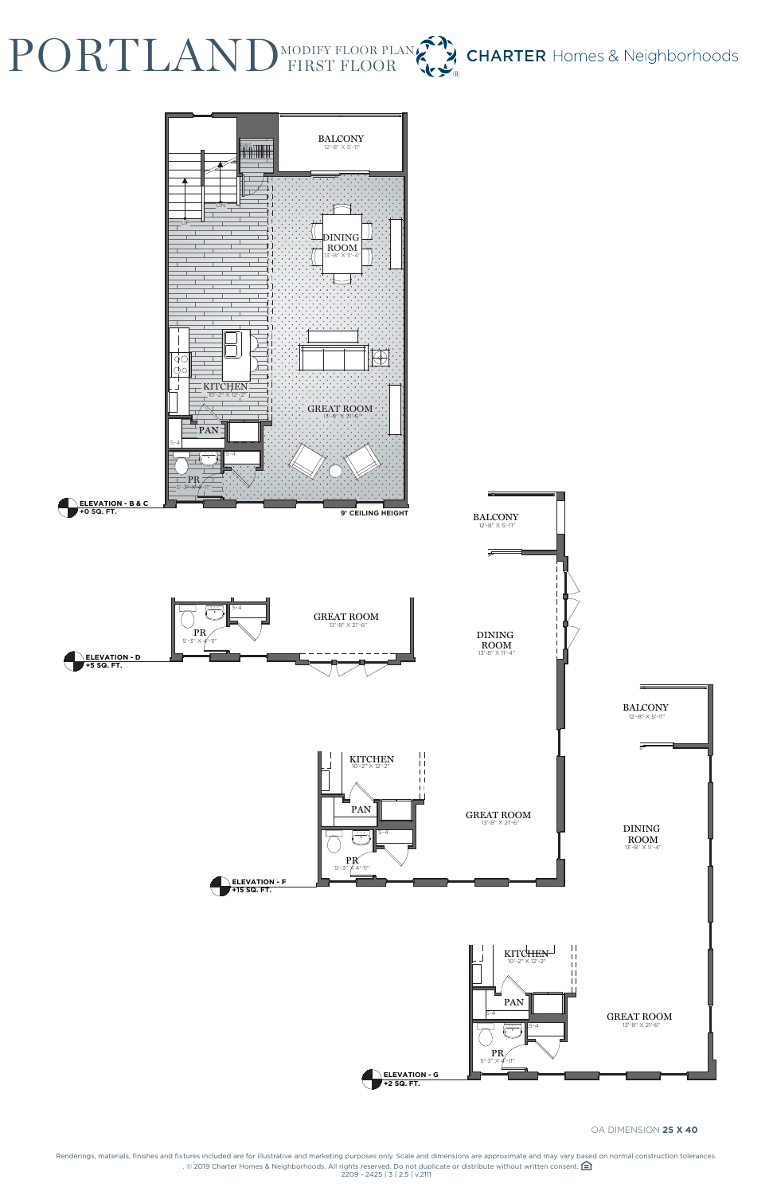# PORTLAND

MODIFY FLOOR PLAN
FIRST FLOOR

CHARTER Homes & Neighborhoods

BALCONY
12'-8" X 5'-11"

DINING ROOM
13'-8" X 11'-4"

KITCHEN
10'-2" X 12'-2"

GREAT ROOM
13'-8" X 21'-6"

PAN

PR
5'-3" X 4'-11"

UP

DN

**ELEVATION - B & C**
**+0 SQ. FT.**

**9' CEILING HEIGHT**

BALCONY
12'-8" X 5'-11"

DINING ROOM
13'-8" X 11'-4"

GREAT ROOM
13'-8" X 21'-6"

PR
5'-3" X 4'-11"

**ELEVATION - D**
**+5 SQ. FT.**

KITCHEN
10'-2" X 12'-2"

PAN

GREAT ROOM
13'-8" X 21'-6"

PR
5'-3" X 4'-11"

**ELEVATION - F**
**+15 SQ. FT.**

BALCONY
12'-8" X 5'-11"

DINING ROOM
13'-8" X 11'-4"

KITCHEN
10'-2" X 12'-2"

PAN

GREAT ROOM
13'-8" X 21'-6"

PR
5'-3" X 4'-11"

**ELEVATION - G**
**+2 SQ. FT.**

OA DIMENSION **25 X 40**

Renderings, materials, finishes and fixtures included are for illustrative and marketing purposes only. Scale and dimensions are approximate and may vary based on normal construction tolerances. . © 2019 Charter Homes & Neighborhoods. All rights reserved. Do not duplicate or distribute without written consent.
2209 - 2425 | 3 | 2.5 | v.2111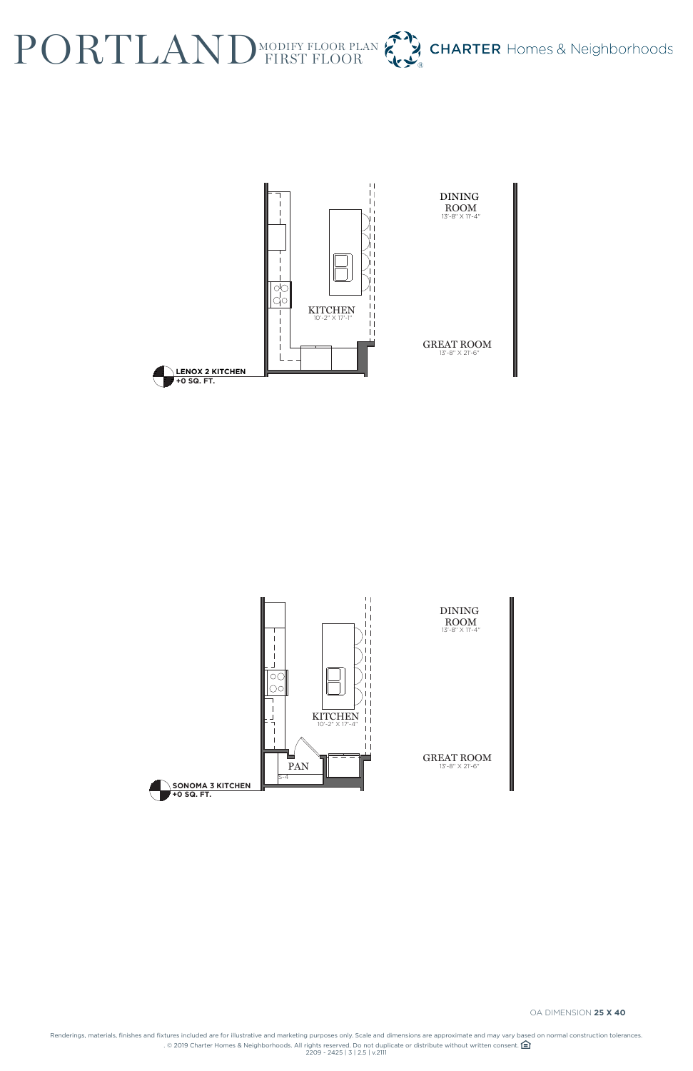# PORTLAND

MODIFY FLOOR PLAN
FIRST FLOOR

CHARTER Homes & Neighborhoods

DINING ROOM
13'-8" X 11'-4"

KITCHEN
10'-2" X 17'-1"

GREAT ROOM
13'-8" X 21'-6"

**LENOX 2 KITCHEN**
**+0 SQ. FT.**

DINING ROOM
13'-8" X 11'-4"

KITCHEN
10'-2" X 17'-4"

PAN
S-4

GREAT ROOM
13'-8" X 21'-6"

**SONOMA 3 KITCHEN**
**+0 SQ. FT.**

OA DIMENSION **25 X 40**

Renderings, materials, finishes and fixtures included are for illustrative and marketing purposes only. Scale and dimensions are approximate and may vary based on normal construction tolerances. . © 2019 Charter Homes & Neighborhoods. All rights reserved. Do not duplicate or distribute without written consent.
2209 - 2425 | 3 | 2.5 | v.2111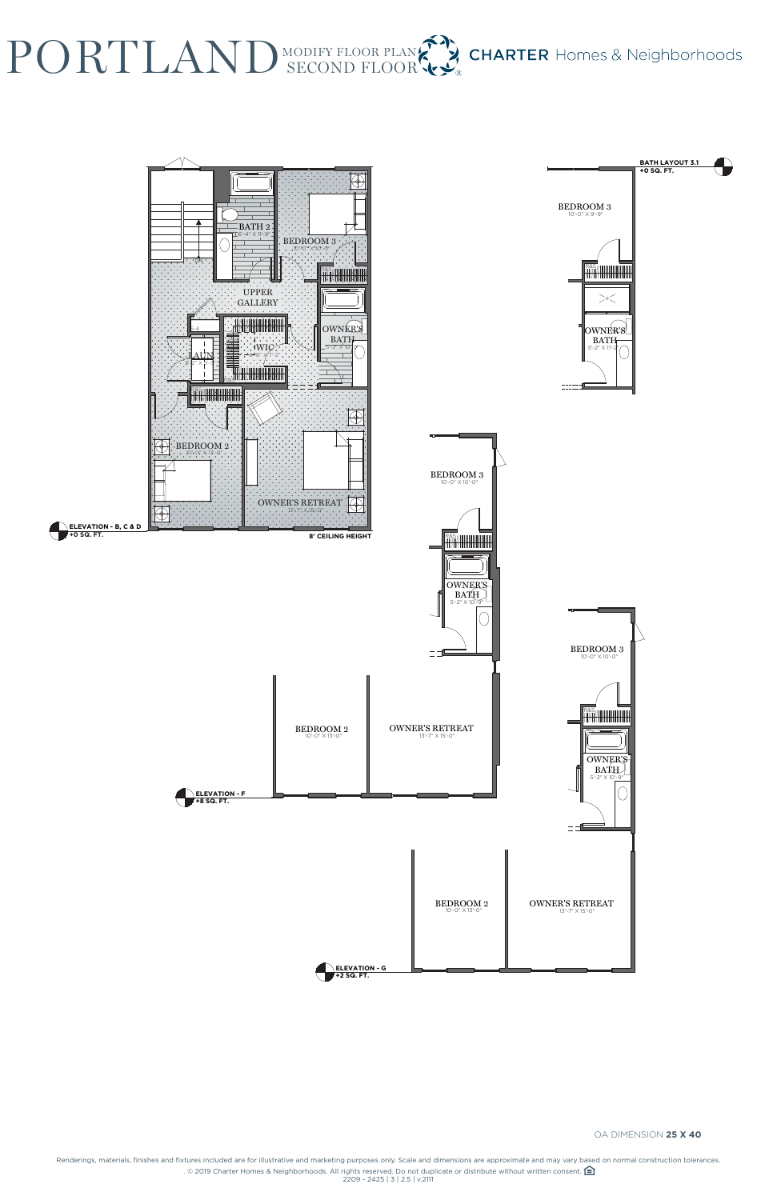# PORTLAND

MODIFY FLOOR PLAN
SECOND FLOOR

CHARTER Homes & Neighborhoods

BATH 2
6'-4" X 11'-9"

BEDROOM 3
10'-0" X 10'-0"

UPPER
GALLERY

OWNER'S
BATH
5'-2" X 10'-9"

WIC
8'-0" X 7'-2"

LAUN.

BEDROOM 2
10'-0" X 13'-0"

OWNER'S RETREAT
13'-7" X 15'-0"

ELEVATION - B, C & D
+0 SQ. FT.

8' CEILING HEIGHT

BATH LAYOUT 3.1
+0 SQ. FT.

BEDROOM 3
10'-0" X 9'-9"

OWNER'S
BATH
5'-2" X 11'-2"

BEDROOM 3
10'-0" X 10'-0"

OWNER'S
BATH
5'-2" X 10'-9"

BEDROOM 2
10'-0" X 13'-0"

OWNER'S RETREAT
13'-7" X 15'-0"

ELEVATION - F
+8 SQ. FT.

BEDROOM 3
10'-0" X 10'-0"

OWNER'S
BATH
5'-2" X 10'-9"

BEDROOM 2
10'-0" X 13'-0"

OWNER'S RETREAT
13'-7" X 15'-0"

ELEVATION - G
+2 SQ. FT.

OA DIMENSION **25 X 40**

Renderings, materials, finishes and fixtures included are for illustrative and marketing purposes only. Scale and dimensions are approximate and may vary based on normal construction tolerances. . © 2019 Charter Homes & Neighborhoods. All rights reserved. Do not duplicate or distribute without written consent.
2209 - 2425 | 3 | 2.5 | v.2111